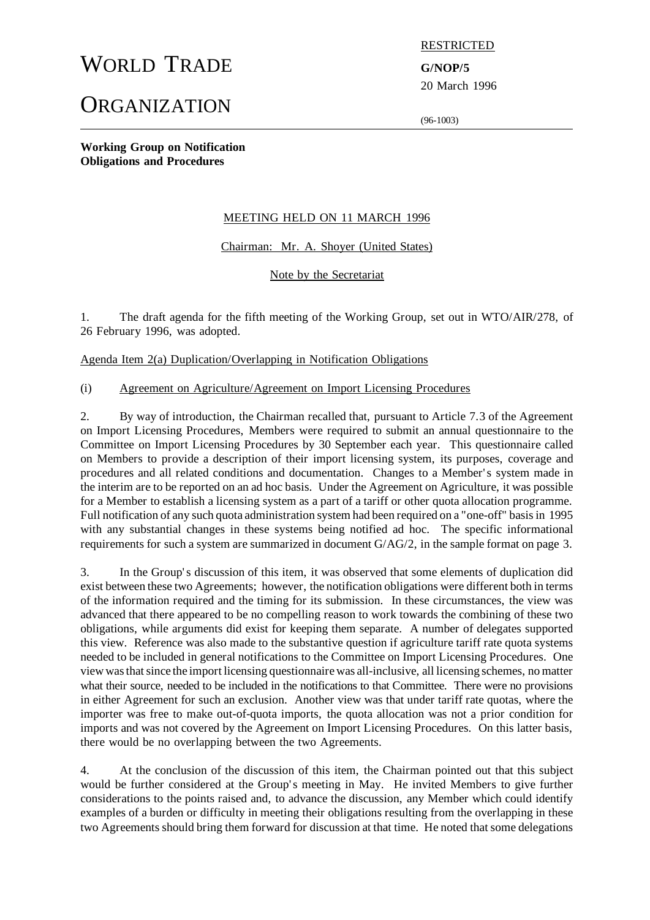# WORLD TRADE ORGANIZATION

RESTRICTED

**G/NOP/5**

20 March 1996

(96-1003)

**Working Group on Notification Obligations and Procedures**

MEETING HELD ON 11 MARCH 1996

Chairman: Mr. A. Shoyer (United States)

Note by the Secretariat

1. The draft agenda for the fifth meeting of the Working Group, set out in WTO/AIR/278, of 26 February 1996, was adopted.

Agenda Item 2(a) Duplication/Overlapping in Notification Obligations

(i) Agreement on Agriculture/Agreement on Import Licensing Procedures

2. By way of introduction, the Chairman recalled that, pursuant to Article 7.3 of the Agreement on Import Licensing Procedures, Members were required to submit an annual questionnaire to the Committee on Import Licensing Procedures by 30 September each year. This questionnaire called on Members to provide a description of their import licensing system, its purposes, coverage and procedures and all related conditions and documentation. Changes to a Member's system made in the interim are to be reported on an ad hoc basis. Under the Agreement on Agriculture, it was possible for a Member to establish a licensing system as a part of a tariff or other quota allocation programme. Full notification of any such quota administration system had been required on a "one-off" basis in 1995 with any substantial changes in these systems being notified ad hoc. The specific informational requirements for such a system are summarized in document G/AG/2, in the sample format on page 3.

3. In the Group's discussion of this item, it was observed that some elements of duplication did exist between these two Agreements; however, the notification obligations were different both in terms of the information required and the timing for its submission. In these circumstances, the view was advanced that there appeared to be no compelling reason to work towards the combining of these two obligations, while arguments did exist for keeping them separate. A number of delegates supported this view. Reference was also made to the substantive question if agriculture tariff rate quota systems needed to be included in general notifications to the Committee on Import Licensing Procedures. One view was that since the import licensing questionnaire was all-inclusive, all licensing schemes, no matter what their source, needed to be included in the notifications to that Committee. There were no provisions in either Agreement for such an exclusion. Another view was that under tariff rate quotas, where the importer was free to make out-of-quota imports, the quota allocation was not a prior condition for imports and was not covered by the Agreement on Import Licensing Procedures. On this latter basis, there would be no overlapping between the two Agreements.

4. At the conclusion of the discussion of this item, the Chairman pointed out that this subject would be further considered at the Group's meeting in May. He invited Members to give further considerations to the points raised and, to advance the discussion, any Member which could identify examples of a burden or difficulty in meeting their obligations resulting from the overlapping in these two Agreements should bring them forward for discussion at that time. He noted that some delegations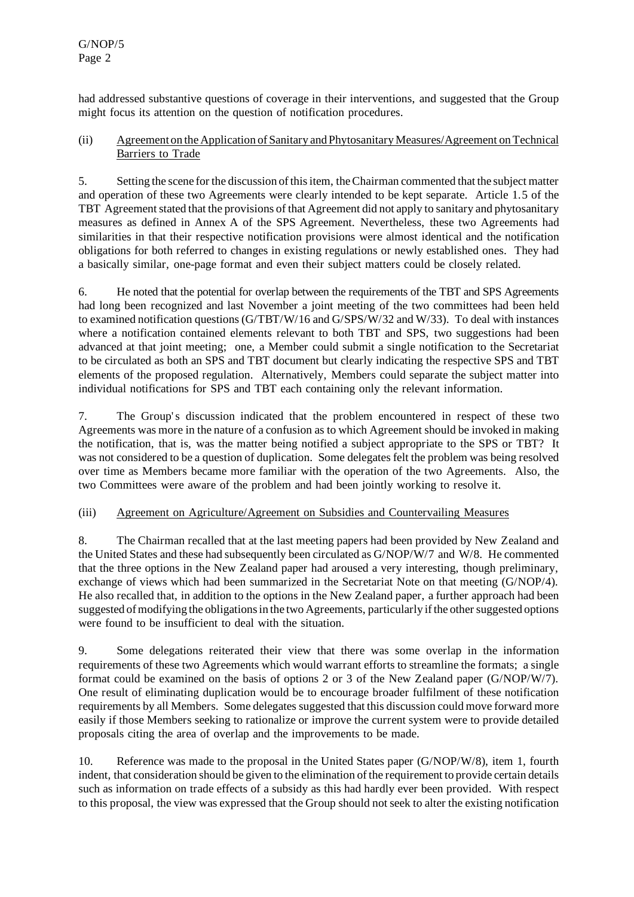had addressed substantive questions of coverage in their interventions, and suggested that the Group might focus its attention on the question of notification procedures.

### (ii) Agreement on the Application of Sanitary and Phytosanitary Measures/Agreement on Technical Barriers to Trade

5. Setting the scene for the discussion of this item, the Chairman commented that the subject matter and operation of these two Agreements were clearly intended to be kept separate. Article 1.5 of the TBT Agreement stated that the provisions of that Agreement did not apply to sanitary and phytosanitary measures as defined in Annex A of the SPS Agreement. Nevertheless, these two Agreements had similarities in that their respective notification provisions were almost identical and the notification obligations for both referred to changes in existing regulations or newly established ones. They had a basically similar, one-page format and even their subject matters could be closely related.

6. He noted that the potential for overlap between the requirements of the TBT and SPS Agreements had long been recognized and last November a joint meeting of the two committees had been held to examined notification questions (G/TBT/W/16 and G/SPS/W/32 and W/33). To deal with instances where a notification contained elements relevant to both TBT and SPS, two suggestions had been advanced at that joint meeting; one, a Member could submit a single notification to the Secretariat to be circulated as both an SPS and TBT document but clearly indicating the respective SPS and TBT elements of the proposed regulation. Alternatively, Members could separate the subject matter into individual notifications for SPS and TBT each containing only the relevant information.

7. The Group's discussion indicated that the problem encountered in respect of these two Agreements was more in the nature of a confusion as to which Agreement should be invoked in making the notification, that is, was the matter being notified a subject appropriate to the SPS or TBT? It was not considered to be a question of duplication. Some delegates felt the problem was being resolved over time as Members became more familiar with the operation of the two Agreements. Also, the two Committees were aware of the problem and had been jointly working to resolve it.

### (iii) Agreement on Agriculture/Agreement on Subsidies and Countervailing Measures

8. The Chairman recalled that at the last meeting papers had been provided by New Zealand and the United States and these had subsequently been circulated as G/NOP/W/7 and W/8. He commented that the three options in the New Zealand paper had aroused a very interesting, though preliminary, exchange of views which had been summarized in the Secretariat Note on that meeting (G/NOP/4). He also recalled that, in addition to the options in the New Zealand paper, a further approach had been suggested of modifying the obligations in the two Agreements, particularly if the other suggested options were found to be insufficient to deal with the situation.

9. Some delegations reiterated their view that there was some overlap in the information requirements of these two Agreements which would warrant efforts to streamline the formats; a single format could be examined on the basis of options 2 or 3 of the New Zealand paper (G/NOP/W/7). One result of eliminating duplication would be to encourage broader fulfilment of these notification requirements by all Members. Some delegates suggested that this discussion could move forward more easily if those Members seeking to rationalize or improve the current system were to provide detailed proposals citing the area of overlap and the improvements to be made.

10. Reference was made to the proposal in the United States paper (G/NOP/W/8), item 1, fourth indent, that consideration should be given to the elimination of the requirement to provide certain details such as information on trade effects of a subsidy as this had hardly ever been provided. With respect to this proposal, the view was expressed that the Group should not seek to alter the existing notification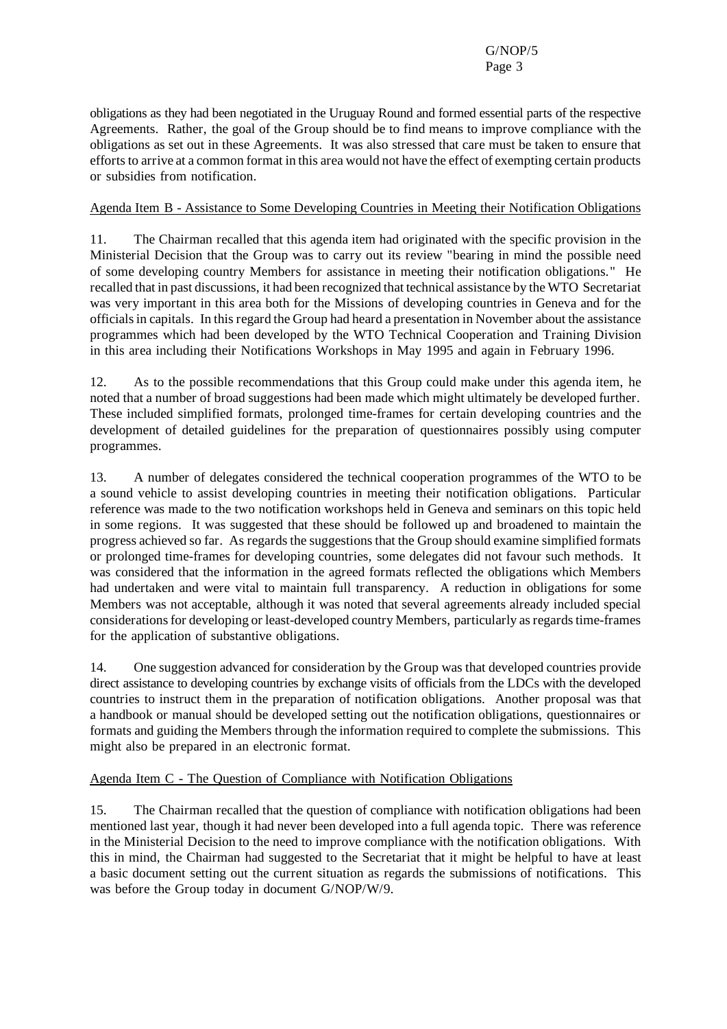obligations as they had been negotiated in the Uruguay Round and formed essential parts of the respective Agreements. Rather, the goal of the Group should be to find means to improve compliance with the obligations as set out in these Agreements. It was also stressed that care must be taken to ensure that efforts to arrive at a common format in this area would not have the effect of exempting certain products or subsidies from notification.

Agenda Item B - Assistance to Some Developing Countries in Meeting their Notification Obligations

11. The Chairman recalled that this agenda item had originated with the specific provision in the Ministerial Decision that the Group was to carry out its review "bearing in mind the possible need of some developing country Members for assistance in meeting their notification obligations." He recalled that in past discussions, it had been recognized that technical assistance by the WTO Secretariat was very important in this area both for the Missions of developing countries in Geneva and for the officials in capitals. In this regard the Group had heard a presentation in November about the assistance programmes which had been developed by the WTO Technical Cooperation and Training Division in this area including their Notifications Workshops in May 1995 and again in February 1996.

12. As to the possible recommendations that this Group could make under this agenda item, he noted that a number of broad suggestions had been made which might ultimately be developed further. These included simplified formats, prolonged time-frames for certain developing countries and the development of detailed guidelines for the preparation of questionnaires possibly using computer programmes.

13. A number of delegates considered the technical cooperation programmes of the WTO to be a sound vehicle to assist developing countries in meeting their notification obligations. Particular reference was made to the two notification workshops held in Geneva and seminars on this topic held in some regions. It was suggested that these should be followed up and broadened to maintain the progress achieved so far. As regards the suggestions that the Group should examine simplified formats or prolonged time-frames for developing countries, some delegates did not favour such methods. It was considered that the information in the agreed formats reflected the obligations which Members had undertaken and were vital to maintain full transparency. A reduction in obligations for some Members was not acceptable, although it was noted that several agreements already included special considerations for developing or least-developed country Members, particularly as regards time-frames for the application of substantive obligations.

14. One suggestion advanced for consideration by the Group was that developed countries provide direct assistance to developing countries by exchange visits of officials from the LDCs with the developed countries to instruct them in the preparation of notification obligations. Another proposal was that a handbook or manual should be developed setting out the notification obligations, questionnaires or formats and guiding the Members through the information required to complete the submissions. This might also be prepared in an electronic format.

Agenda Item C - The Question of Compliance with Notification Obligations

15. The Chairman recalled that the question of compliance with notification obligations had been mentioned last year, though it had never been developed into a full agenda topic. There was reference in the Ministerial Decision to the need to improve compliance with the notification obligations. With this in mind, the Chairman had suggested to the Secretariat that it might be helpful to have at least a basic document setting out the current situation as regards the submissions of notifications. This was before the Group today in document G/NOP/W/9.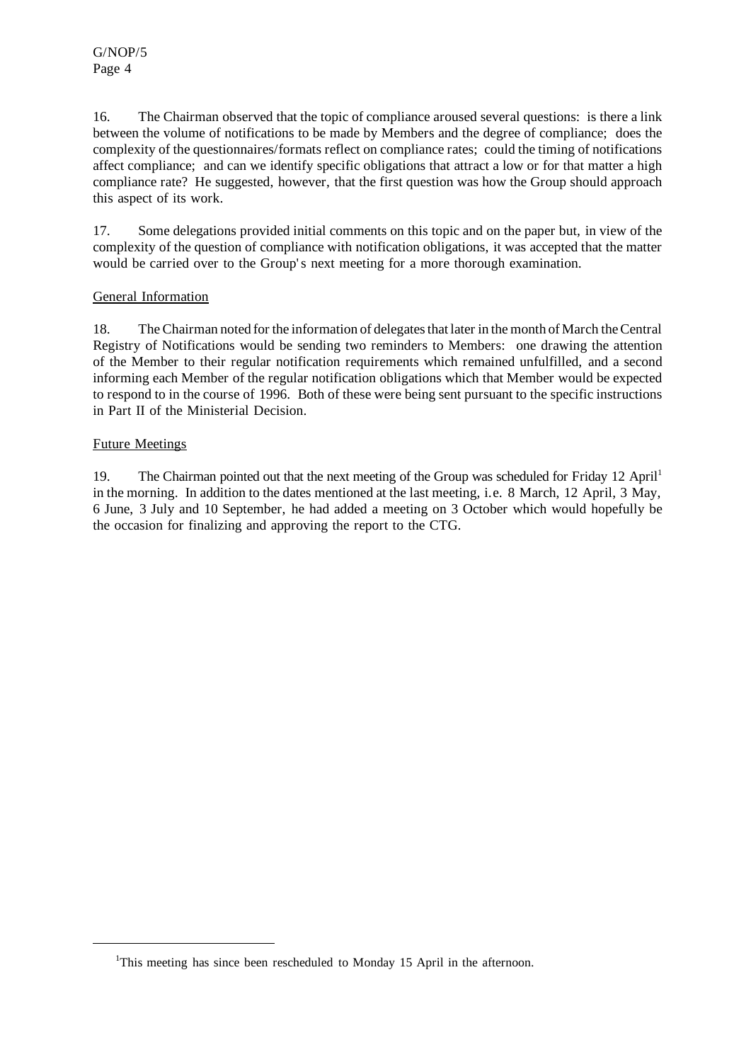16. The Chairman observed that the topic of compliance aroused several questions: is there a link between the volume of notifications to be made by Members and the degree of compliance; does the complexity of the questionnaires/formats reflect on compliance rates; could the timing of notifications affect compliance; and can we identify specific obligations that attract a low or for that matter a high compliance rate? He suggested, however, that the first question was how the Group should approach this aspect of its work.

17. Some delegations provided initial comments on this topic and on the paper but, in view of the complexity of the question of compliance with notification obligations, it was accepted that the matter would be carried over to the Group's next meeting for a more thorough examination.

General Information

18. The Chairman noted for the information of delegates that later in the month of March the Central Registry of Notifications would be sending two reminders to Members: one drawing the attention of the Member to their regular notification requirements which remained unfulfilled, and a second informing each Member of the regular notification obligations which that Member would be expected to respond to in the course of 1996. Both of these were being sent pursuant to the specific instructions in Part II of the Ministerial Decision.

Future Meetings

19. The Chairman pointed out that the next meeting of the Group was scheduled for Friday 12 April[1] in the morning. In addition to the dates mentioned at the last meeting, i.e. 8 March, 12 April, 3 May, 6 June, 3 July and 10 September, he had added a meeting on 3 October which would hopefully be the occasion for finalizing and approving the report to the CTG.

---

[1]This meeting has since been rescheduled to Monday 15 April in the afternoon.